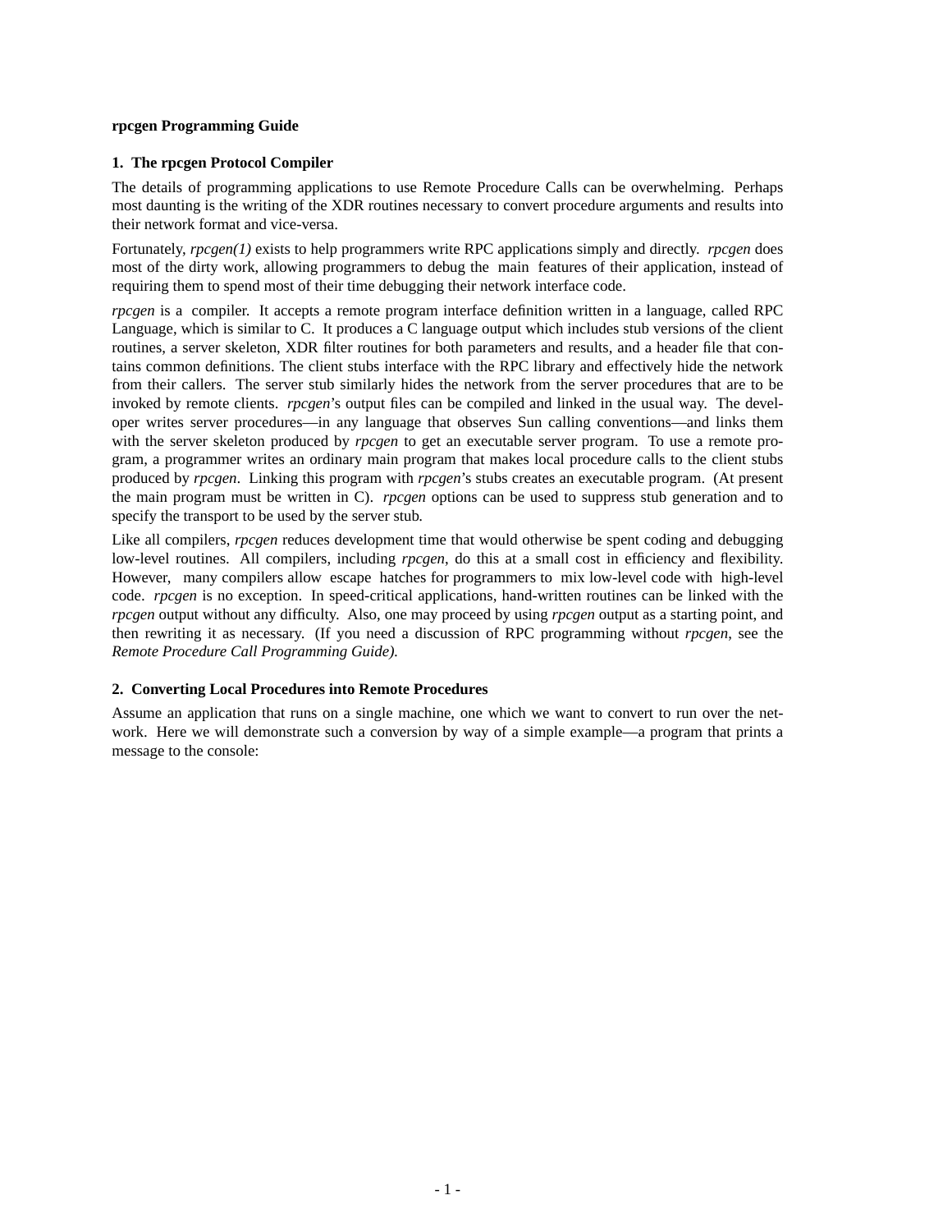**rpcgen Programming Guide**

## 1. The rpcgen Protocol Compiler

The details of programming applications to use Remote Procedure Calls can be overwhelming. Perhaps most daunting is the writing of the XDR routines necessary to convert procedure arguments and results into their network format and vice-versa.

Fortunately, *rpcgen(1)* exists to help programmers write RPC applications simply and directly. *rpcgen* does most of the dirty work, allowing programmers to debug the main features of their application, instead of requiring them to spend most of their time debugging their network interface code.

*rpcgen* is a compiler. It accepts a remote program interface definition written in a language, called RPC Language, which is similar to C. It produces a C language output which includes stub versions of the client routines, a server skeleton, XDR filter routines for both parameters and results, and a header file that contains common definitions. The client stubs interface with the RPC library and effectively hide the network from their callers. The server stub similarly hides the network from the server procedures that are to be invoked by remote clients. *rpcgen*'s output files can be compiled and linked in the usual way. The developer writes server procedures—in any language that observes Sun calling conventions—and links them with the server skeleton produced by *rpcgen* to get an executable server program. To use a remote program, a programmer writes an ordinary main program that makes local procedure calls to the client stubs produced by *rpcgen*. Linking this program with *rpcgen*'s stubs creates an executable program. (At present the main program must be written in C). *rpcgen* options can be used to suppress stub generation and to specify the transport to be used by the server stub.

Like all compilers, *rpcgen* reduces development time that would otherwise be spent coding and debugging low-level routines. All compilers, including *rpcgen*, do this at a small cost in efficiency and flexibility. However, many compilers allow escape hatches for programmers to mix low-level code with high-level code. *rpcgen* is no exception. In speed-critical applications, hand-written routines can be linked with the *rpcgen* output without any difficulty. Also, one may proceed by using *rpcgen* output as a starting point, and then rewriting it as necessary. (If you need a discussion of RPC programming without *rpcgen*, see the *Remote Procedure Call Programming Guide).*

## 2. Converting Local Procedures into Remote Procedures

Assume an application that runs on a single machine, one which we want to convert to run over the network. Here we will demonstrate such a conversion by way of a simple example—a program that prints a message to the console: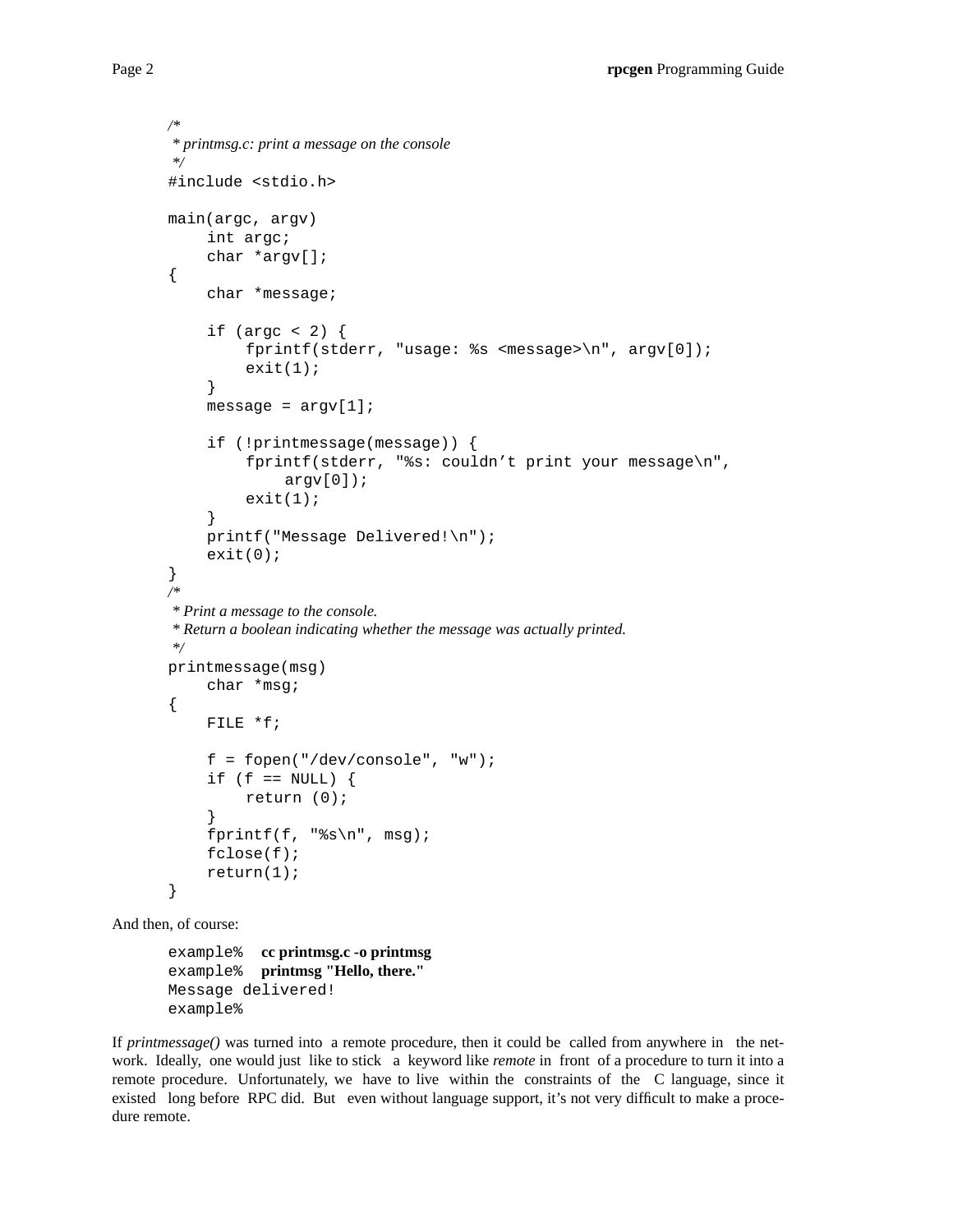```
/*
 * printmsg.c: print a message on the console
 */
#include <stdio.h>

main(argc, argv)
    int argc;
    char *argv[];
{
    char *message;

    if (argc < 2) {
        fprintf(stderr, "usage: %s <message>\n", argv[0]);
        exit(1);
    }
    message = argv[1];

    if (!printmessage(message)) {
        fprintf(stderr, "%s: couldn’t print your message\n",
            argv[0]);
        exit(1);
    }
    printf("Message Delivered!\n");
    exit(0);
}
/*
 * Print a message to the console.
 * Return a boolean indicating whether the message was actually printed.
 */
printmessage(msg)
    char *msg;
{
    FILE *f;

    f = fopen("/dev/console", "w");
    if (f == NULL) {
        return (0);
    }
    fprintf(f, "%s\n", msg);
    fclose(f);
    return(1);
}
```

And then, of course:

```
example%   cc printmsg.c -o printmsg
example%   printmsg "Hello, there."
Message delivered!
example%
```

If *printmessage()* was turned into a remote procedure, then it could be called from anywhere in the network. Ideally, one would just like to stick a keyword like *remote* in front of a procedure to turn it into a remote procedure. Unfortunately, we have to live within the constraints of the C language, since it existed long before RPC did. But even without language support, it’s not very difficult to make a procedure remote.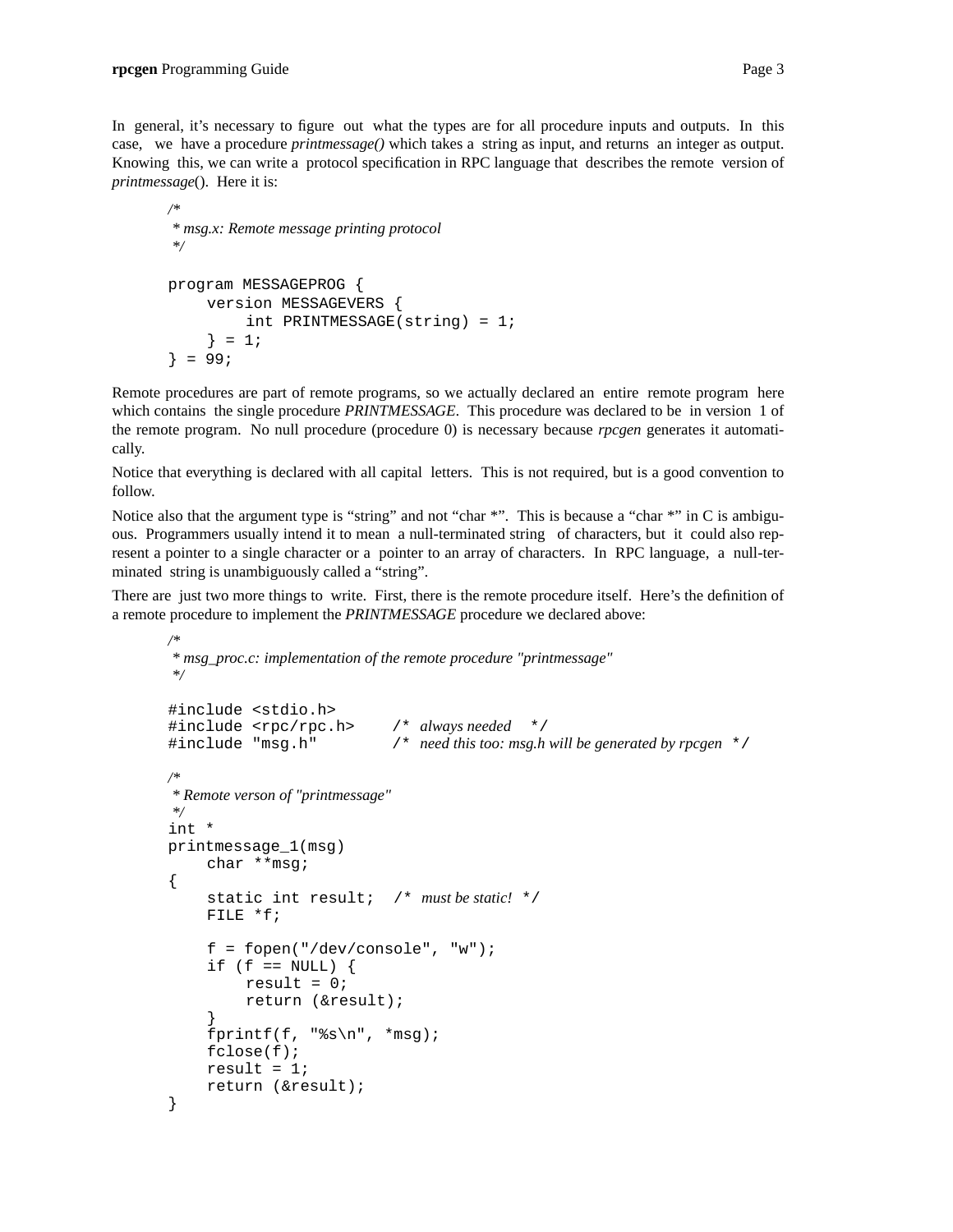In general, it's necessary to figure out what the types are for all procedure inputs and outputs. In this case, we have a procedure *printmessage()* which takes a string as input, and returns an integer as output. Knowing this, we can write a protocol specification in RPC language that describes the remote version of *printmessage*(). Here it is:

```
/*
 * msg.x: Remote message printing protocol
 */

program MESSAGEPROG {
    version MESSAGEVERS {
        int PRINTMESSAGE(string) = 1;
    } = 1;
} = 99;
```

Remote procedures are part of remote programs, so we actually declared an entire remote program here which contains the single procedure *PRINTMESSAGE*. This procedure was declared to be in version 1 of the remote program. No null procedure (procedure 0) is necessary because *rpcgen* generates it automatically.

Notice that everything is declared with all capital letters. This is not required, but is a good convention to follow.

Notice also that the argument type is "string" and not "char *". This is because a "char *" in C is ambiguous. Programmers usually intend it to mean a null-terminated string of characters, but it could also represent a pointer to a single character or a pointer to an array of characters. In RPC language, a null-terminated string is unambiguously called a "string".

There are just two more things to write. First, there is the remote procedure itself. Here's the definition of a remote procedure to implement the *PRINTMESSAGE* procedure we declared above:

```
/*
 * msg_proc.c: implementation of the remote procedure "printmessage"
 */

#include <stdio.h>
#include <rpc/rpc.h>     /* always needed  */
#include "msg.h"         /* need this too: msg.h will be generated by rpcgen */

/*
 * Remote verson of "printmessage"
 */
int *
printmessage_1(msg)
    char **msg;
{
    static int result;  /* must be static! */
    FILE *f;

    f = fopen("/dev/console", "w");
    if (f == NULL) {
        result = 0;
        return (&result);
    }
    fprintf(f, "%s\n", *msg);
    fclose(f);
    result = 1;
    return (&result);
}
```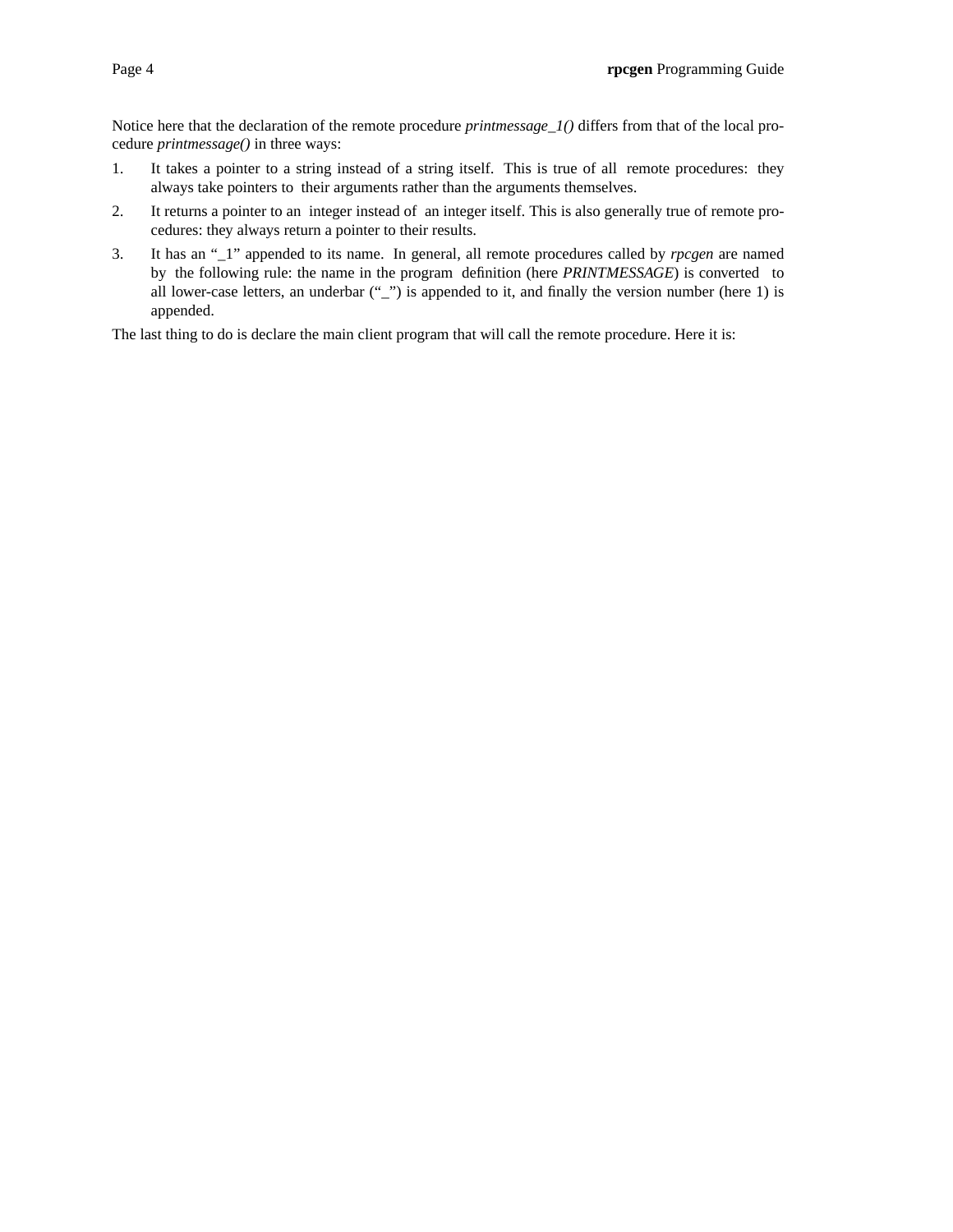Notice here that the declaration of the remote procedure *printmessage_1()* differs from that of the local procedure *printmessage()* in three ways:

1. It takes a pointer to a string instead of a string itself. This is true of all remote procedures: they always take pointers to their arguments rather than the arguments themselves.
2. It returns a pointer to an integer instead of an integer itself. This is also generally true of remote procedures: they always return a pointer to their results.
3. It has an "_1" appended to its name. In general, all remote procedures called by *rpcgen* are named by the following rule: the name in the program definition (here *PRINTMESSAGE*) is converted to all lower-case letters, an underbar ("_") is appended to it, and finally the version number (here 1) is appended.

The last thing to do is declare the main client program that will call the remote procedure. Here it is: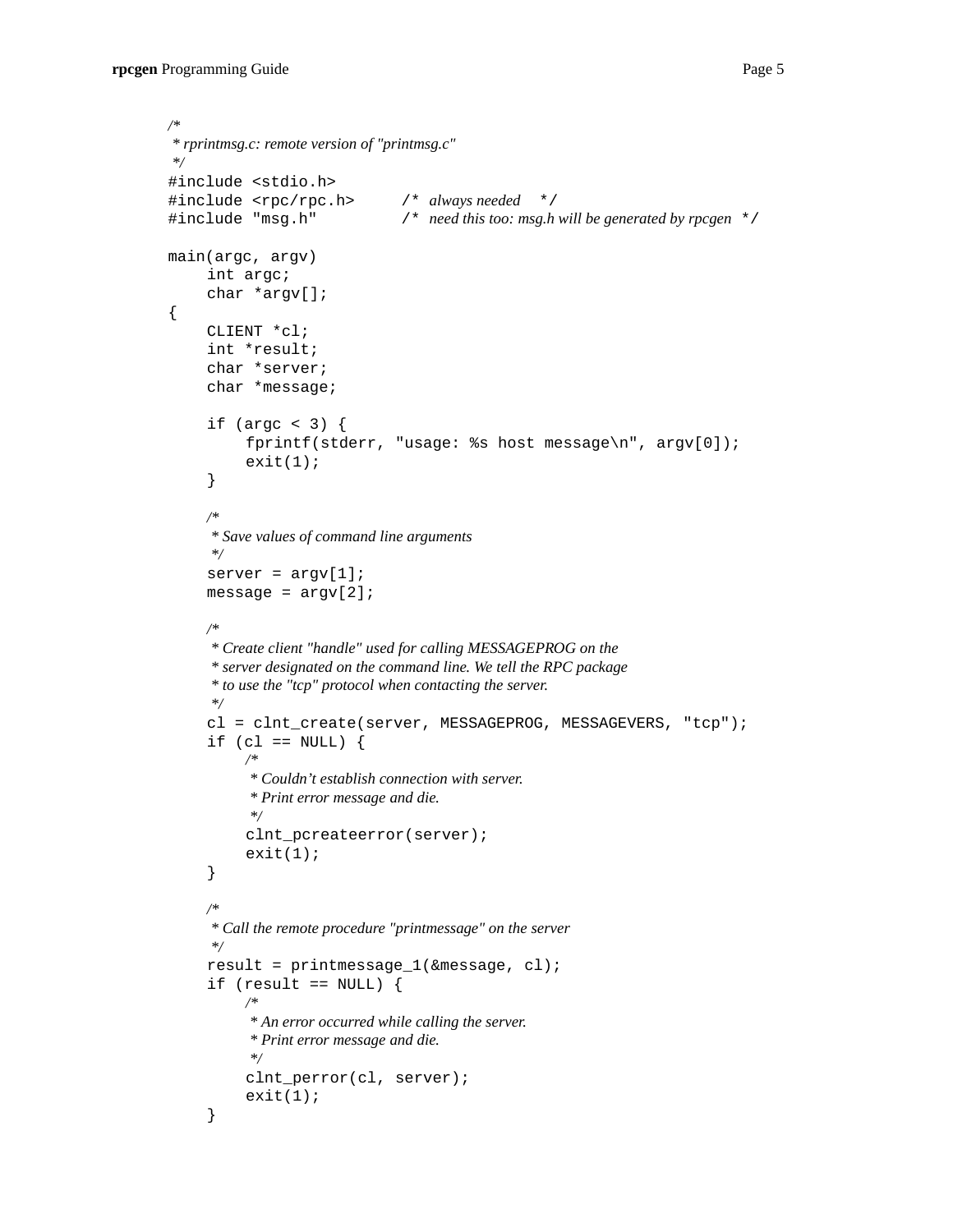```
/*
 * rprintmsg.c: remote version of "printmsg.c"
 */
#include <stdio.h>
#include <rpc/rpc.h>      /* always needed   */
#include "msg.h"          /* need this too: msg.h will be generated by rpcgen  */

main(argc, argv)
    int argc;
    char *argv[];
{
    CLIENT *cl;
    int *result;
    char *server;
    char *message;

    if (argc < 3) {
        fprintf(stderr, "usage: %s host message\n", argv[0]);
        exit(1);
    }

    /*
     * Save values of command line arguments
     */
    server = argv[1];
    message = argv[2];

    /*
     * Create client "handle" used for calling MESSAGEPROG on the
     * server designated on the command line. We tell the RPC package
     * to use the "tcp" protocol when contacting the server.
     */
    cl = clnt_create(server, MESSAGEPROG, MESSAGEVERS, "tcp");
    if (cl == NULL) {
        /*
         * Couldn't establish connection with server.
         * Print error message and die.
         */
        clnt_pcreateerror(server);
        exit(1);
    }

    /*
     * Call the remote procedure "printmessage" on the server
     */
    result = printmessage_1(&message, cl);
    if (result == NULL) {
        /*
         * An error occurred while calling the server.
         * Print error message and die.
         */
        clnt_perror(cl, server);
        exit(1);
    }
```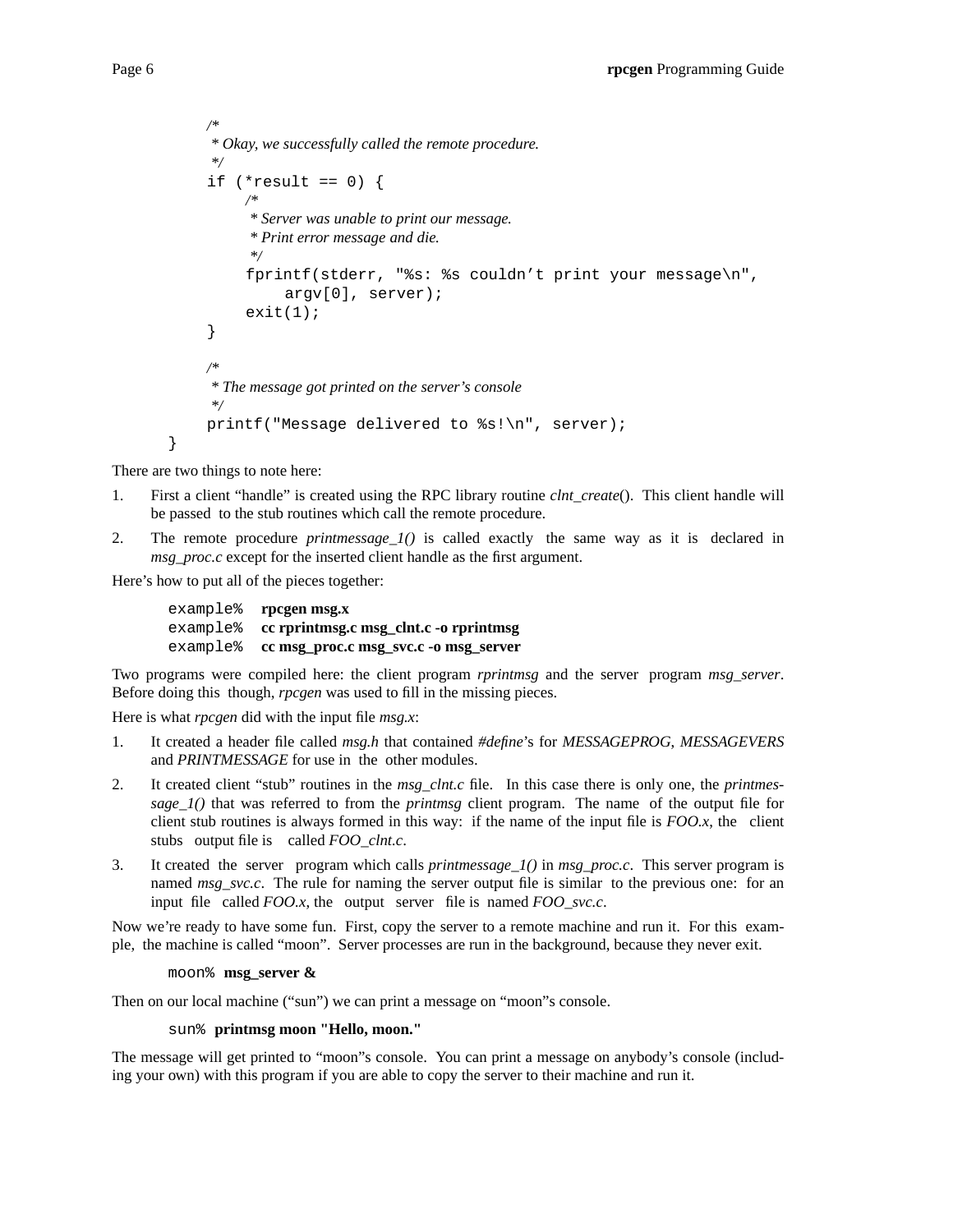```
        /*
         * Okay, we successfully called the remote procedure.
         */
        if (*result == 0) {
              /*
               * Server was unable to print our message.
               * Print error message and die.
               */
              fprintf(stderr, "%s: %s couldn't print your message\n",
                    argv[0], server);
              exit(1);
        }

        /*
         * The message got printed on the server's console
         */
        printf("Message delivered to %s!\n", server);
}
```

There are two things to note here:

1. First a client "handle" is created using the RPC library routine *clnt_create*(). This client handle will be passed to the stub routines which call the remote procedure.
2. The remote procedure *printmessage_1()* is called exactly the same way as it is declared in *msg_proc.c* except for the inserted client handle as the first argument.

Here's how to put all of the pieces together:

```
example% rpcgen msg.x
example% cc rprintmsg.c msg_clnt.c -o rprintmsg
example% cc msg_proc.c msg_svc.c -o msg_server
```

Two programs were compiled here: the client program *rprintmsg* and the server program *msg_server*. Before doing this though, *rpcgen* was used to fill in the missing pieces.

Here is what *rpcgen* did with the input file *msg.x*:

1. It created a header file called *msg.h* that contained *#define*'s for *MESSAGEPROG*, *MESSAGEVERS* and *PRINTMESSAGE* for use in the other modules.
2. It created client "stub" routines in the *msg_clnt.c* file. In this case there is only one, the *printmessage_1()* that was referred to from the *printmsg* client program. The name of the output file for client stub routines is always formed in this way: if the name of the input file is *FOO.x*, the client stubs output file is called *FOO_clnt.c*.
3. It created the server program which calls *printmessage_1()* in *msg_proc.c*. This server program is named *msg_svc.c*. The rule for naming the server output file is similar to the previous one: for an input file called *FOO.x*, the output server file is named *FOO_svc.c*.

Now we're ready to have some fun. First, copy the server to a remote machine and run it. For this example, the machine is called "moon". Server processes are run in the background, because they never exit.

```
moon% msg_server &
```

Then on our local machine ("sun") we can print a message on "moon"s console.

```
sun% printmsg moon "Hello, moon."
```

The message will get printed to "moon"s console. You can print a message on anybody's console (including your own) with this program if you are able to copy the server to their machine and run it.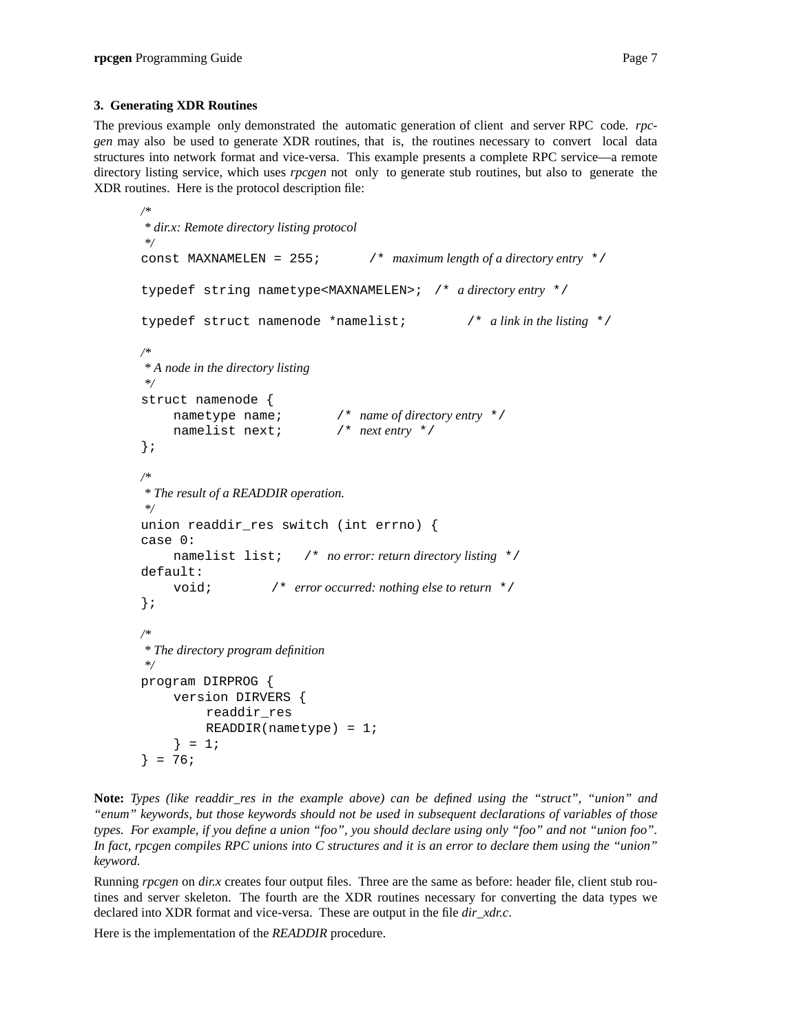## 3. Generating XDR Routines

The previous example only demonstrated the automatic generation of client and server RPC code. *rpcgen* may also be used to generate XDR routines, that is, the routines necessary to convert local data structures into network format and vice-versa. This example presents a complete RPC service—a remote directory listing service, which uses *rpcgen* not only to generate stub routines, but also to generate the XDR routines. Here is the protocol description file:

```
/*
 * dir.x: Remote directory listing protocol
 */
const MAXNAMELEN = 255;        /* maximum length of a directory entry */

typedef string nametype<MAXNAMELEN>;  /* a directory entry */

typedef struct namenode *namelist;         /* a link in the listing */

/*
 * A node in the directory listing
 */
struct namenode {
    nametype name;        /* name of directory entry */
    namelist next;        /* next entry */
};

/*
 * The result of a READDIR operation.
 */
union readdir_res switch (int errno) {
case 0:
    namelist list;   /* no error: return directory listing */
default:
    void;         /* error occurred: nothing else to return */
};

/*
 * The directory program definition
 */
program DIRPROG {
    version DIRVERS {
        readdir_res
        READDIR(nametype) = 1;
    } = 1;
} = 76;
```

**Note:** *Types (like readdir_res in the example above) can be defined using the "struct", "union" and "enum" keywords, but those keywords should not be used in subsequent declarations of variables of those types. For example, if you define a union "foo", you should declare using only "foo" and not "union foo". In fact, rpcgen compiles RPC unions into C structures and it is an error to declare them using the "union" keyword.*

Running *rpcgen* on *dir.x* creates four output files. Three are the same as before: header file, client stub routines and server skeleton. The fourth are the XDR routines necessary for converting the data types we declared into XDR format and vice-versa. These are output in the file *dir_xdr.c*.

Here is the implementation of the *READDIR* procedure.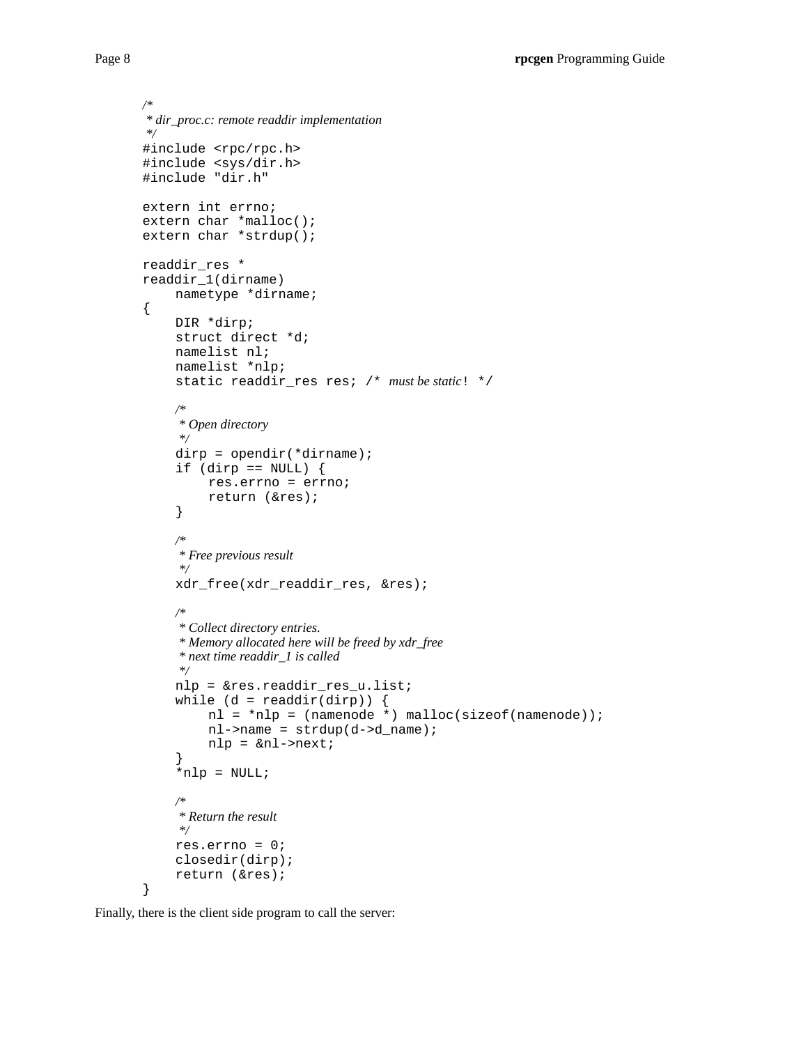```c
/*
 * dir_proc.c: remote readdir implementation
 */
#include <rpc/rpc.h>
#include <sys/dir.h>
#include "dir.h"

extern int errno;
extern char *malloc();
extern char *strdup();

readdir_res *
readdir_1(dirname)
    nametype *dirname;
{
    DIR *dirp;
    struct direct *d;
    namelist nl;
    namelist *nlp;
    static readdir_res res; /* must be static! */

    /*
     * Open directory
     */
    dirp = opendir(*dirname);
    if (dirp == NULL) {
        res.errno = errno;
        return (&res);
    }

    /*
     * Free previous result
     */
    xdr_free(xdr_readdir_res, &res);

    /*
     * Collect directory entries.
     * Memory allocated here will be freed by xdr_free
     * next time readdir_1 is called
     */
    nlp = &res.readdir_res_u.list;
    while (d = readdir(dirp)) {
        nl = *nlp = (namenode *) malloc(sizeof(namenode));
        nl->name = strdup(d->d_name);
        nlp = &nl->next;
    }
    *nlp = NULL;

    /*
     * Return the result
     */
    res.errno = 0;
    closedir(dirp);
    return (&res);
}
```

Finally, there is the client side program to call the server: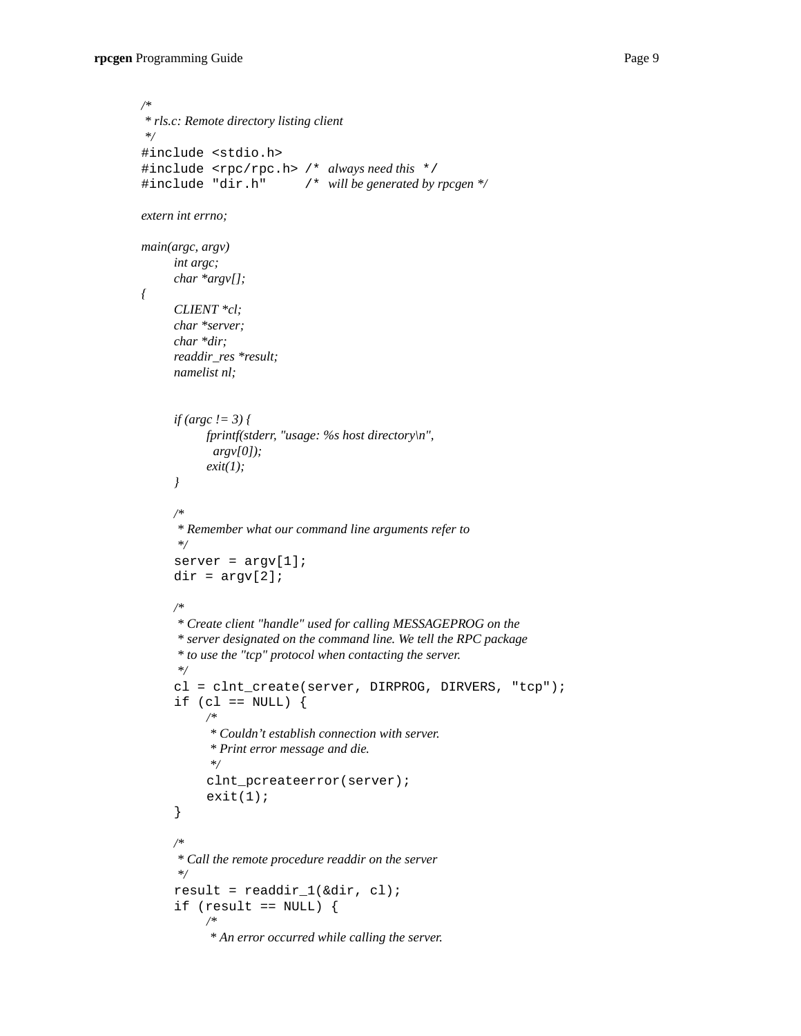```
/*
 * rls.c: Remote directory listing client
 */
#include <stdio.h>
#include <rpc/rpc.h> /* always need this */
#include "dir.h"      /* will be generated by rpcgen */

extern int errno;

main(argc, argv)
	int argc;
	char *argv[];
{
	CLIENT *cl;
	char *server;
	char *dir;
	readdir_res *result;
	namelist nl;


	if (argc != 3) {
		fprintf(stderr, "usage: %s host directory\n",
		  argv[0]);
		exit(1);
	}

	/*
	 * Remember what our command line arguments refer to
	 */
	server = argv[1];
	dir = argv[2];

	/*
	 * Create client "handle" used for calling MESSAGEPROG on the
	 * server designated on the command line. We tell the RPC package
	 * to use the "tcp" protocol when contacting the server.
	 */
	cl = clnt_create(server, DIRPROG, DIRVERS, "tcp");
	if (cl == NULL) {
		/*
		 * Couldn't establish connection with server.
		 * Print error message and die.
		 */
		clnt_pcreateerror(server);
		exit(1);
	}

	/*
	 * Call the remote procedure readdir on the server
	 */
	result = readdir_1(&dir, cl);
	if (result == NULL) {
		/*
		 * An error occurred while calling the server.
```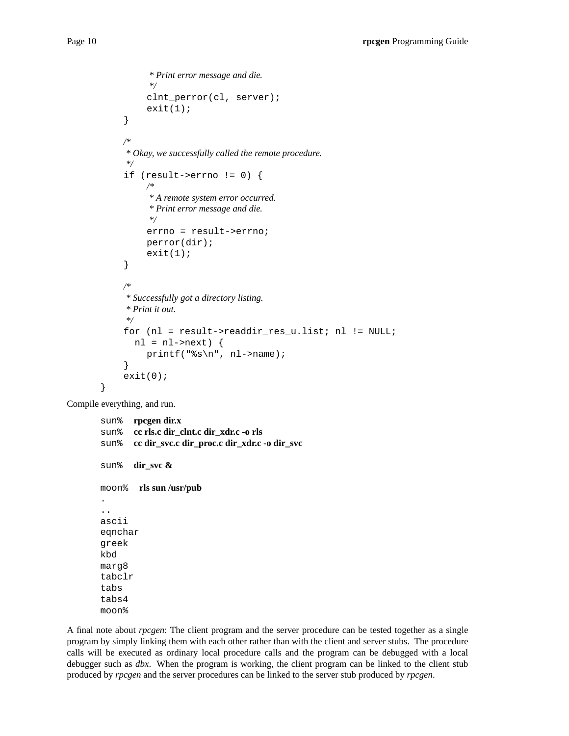```
		 * Print error message and die.
		 */
		clnt_perror(cl, server);
		exit(1);
	}

	/*
	 * Okay, we successfully called the remote procedure.
	 */
	if (result->errno != 0) {
		/*
		 * A remote system error occurred.
		 * Print error message and die.
		 */
		errno = result->errno;
		perror(dir);
		exit(1);
	}

	/*
	 * Successfully got a directory listing.
	 * Print it out.
	 */
	for (nl = result->readdir_res_u.list; nl != NULL;
	  nl = nl->next) {
		printf("%s\n", nl->name);
	}
	exit(0);
}
```

Compile everything, and run.

```
sun%   rpcgen dir.x
sun%   cc rls.c dir_clnt.c dir_xdr.c -o rls
sun%   cc dir_svc.c dir_proc.c dir_xdr.c -o dir_svc

sun%   dir_svc &

moon%   rls sun /usr/pub
.
..
ascii
eqnchar
greek
kbd
marg8
tabclr
tabs
tabs4
moon%
```

A final note about *rpcgen*: The client program and the server procedure can be tested together as a single program by simply linking them with each other rather than with the client and server stubs. The procedure calls will be executed as ordinary local procedure calls and the program can be debugged with a local debugger such as *dbx*. When the program is working, the client program can be linked to the client stub produced by *rpcgen* and the server procedures can be linked to the server stub produced by *rpcgen*.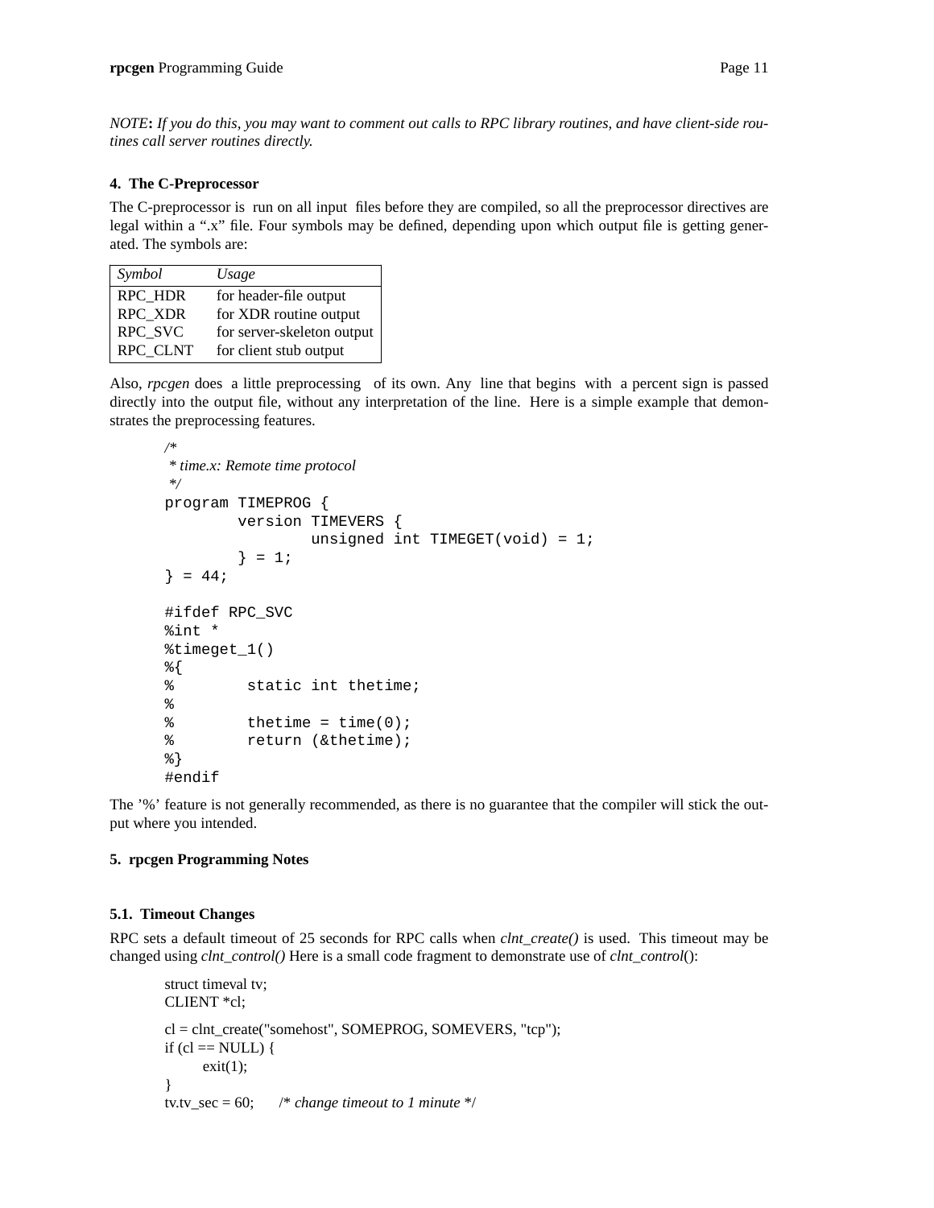*NOTE***:** *If you do this, you may want to comment out calls to RPC library routines, and have client-side routines call server routines directly.*

## 4. The C-Preprocessor

The C-preprocessor is run on all input files before they are compiled, so all the preprocessor directives are legal within a ".x" file. Four symbols may be defined, depending upon which output file is getting generated. The symbols are:

| *Symbol* | *Usage* |
|---|---|
| RPC_HDR | for header-file output |
| RPC_XDR | for XDR routine output |
| RPC_SVC | for server-skeleton output |
| RPC_CLNT | for client stub output |

Also, *rpcgen* does a little preprocessing of its own. Any line that begins with a percent sign is passed directly into the output file, without any interpretation of the line. Here is a simple example that demonstrates the preprocessing features.

```
/*
 * time.x: Remote time protocol
 */
program TIMEPROG {
        version TIMEVERS {
                unsigned int TIMEGET(void) = 1;
        } = 1;
} = 44;

#ifdef RPC_SVC
%int *
%timeget_1()
%{
%        static int thetime;
%
%        thetime = time(0);
%        return (&thetime);
%}
#endif
```

The '%' feature is not generally recommended, as there is no guarantee that the compiler will stick the output where you intended.

## 5. rpcgen Programming Notes

### 5.1. Timeout Changes

RPC sets a default timeout of 25 seconds for RPC calls when *clnt_create()* is used. This timeout may be changed using *clnt_control()* Here is a small code fragment to demonstrate use of *clnt_control*():

```
struct timeval tv;
CLIENT *cl;

cl = clnt_create("somehost", SOMEPROG, SOMEVERS, "tcp");
if (cl == NULL) {
        exit(1);
}
tv.tv_sec = 60;      /* change timeout to 1 minute */
```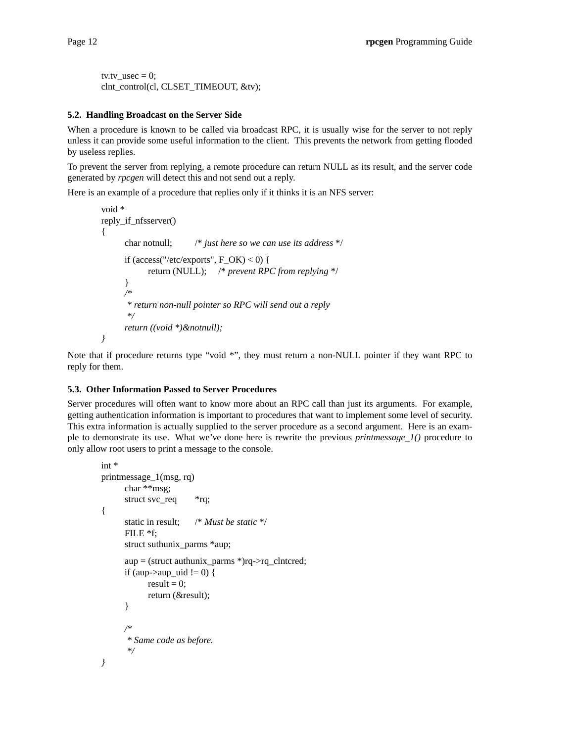```
tv.tv_usec = 0;
clnt_control(cl, CLSET_TIMEOUT, &tv);
```

### 5.2. Handling Broadcast on the Server Side

When a procedure is known to be called via broadcast RPC, it is usually wise for the server to not reply unless it can provide some useful information to the client. This prevents the network from getting flooded by useless replies.

To prevent the server from replying, a remote procedure can return NULL as its result, and the server code generated by *rpcgen* will detect this and not send out a reply.

Here is an example of a procedure that replies only if it thinks it is an NFS server:

```
void *
reply_if_nfsserver()
{
	char notnull;	/* just here so we can use its address */

	if (access("/etc/exports", F_OK) < 0) {
		return (NULL);	/* prevent RPC from replying */
	}
	/*
	 * return non-null pointer so RPC will send out a reply
	 */
	return ((void *)&notnull);
}
```

Note that if procedure returns type "void *", they must return a non-NULL pointer if they want RPC to reply for them.

### 5.3. Other Information Passed to Server Procedures

Server procedures will often want to know more about an RPC call than just its arguments. For example, getting authentication information is important to procedures that want to implement some level of security. This extra information is actually supplied to the server procedure as a second argument. Here is an example to demonstrate its use. What we've done here is rewrite the previous *printmessage_1()* procedure to only allow root users to print a message to the console.

```
int *
printmessage_1(msg, rq)
	char **msg;
	struct svc_req	*rq;
{
	static in result;	/* Must be static */
	FILE *f;
	struct suthunix_parms *aup;

	aup = (struct authunix_parms *)rq->rq_clntcred;
	if (aup->aup_uid != 0) {
		result = 0;
		return (&result);
	}

	/*
	 * Same code as before.
	 */
}
```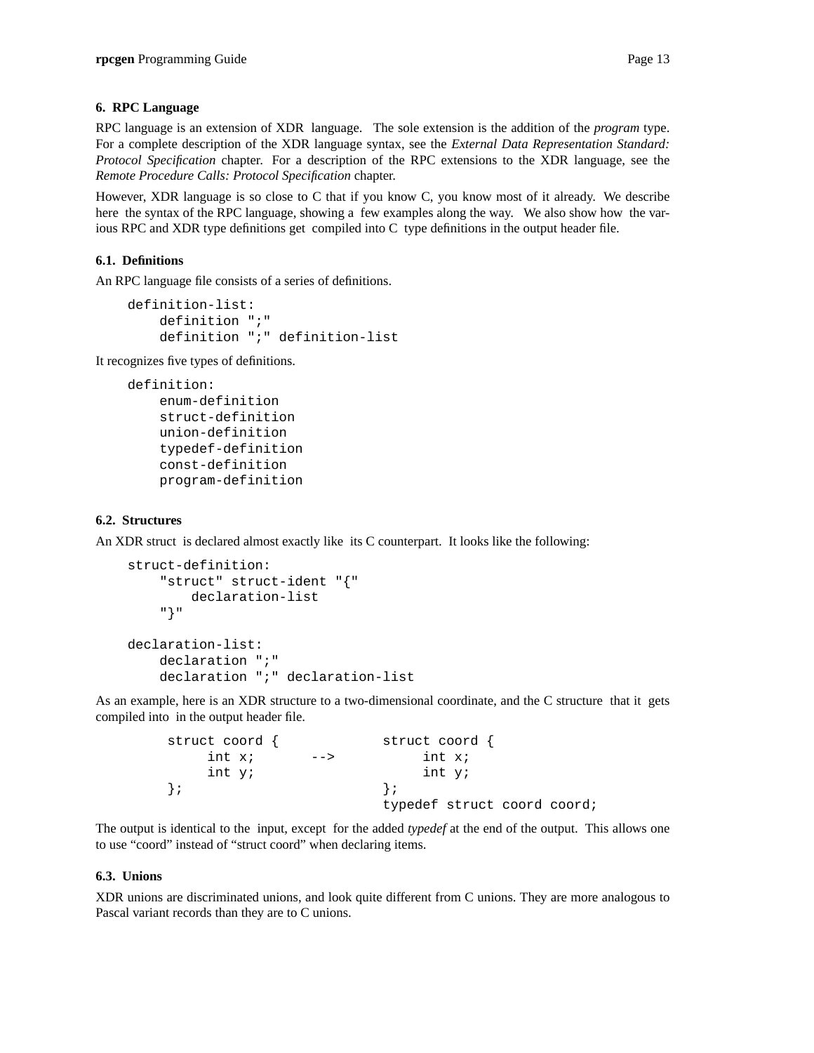## 6. RPC Language

RPC language is an extension of XDR language. The sole extension is the addition of the *program* type. For a complete description of the XDR language syntax, see the *External Data Representation Standard: Protocol Specification* chapter. For a description of the RPC extensions to the XDR language, see the *Remote Procedure Calls: Protocol Specification* chapter.

However, XDR language is so close to C that if you know C, you know most of it already. We describe here the syntax of the RPC language, showing a few examples along the way. We also show how the various RPC and XDR type definitions get compiled into C type definitions in the output header file.

### 6.1. Definitions

An RPC language file consists of a series of definitions.

```
definition-list:
    definition ";"
    definition ";" definition-list
```

It recognizes five types of definitions.

```
definition:
    enum-definition
    struct-definition
    union-definition
    typedef-definition
    const-definition
    program-definition
```

### 6.2. Structures

An XDR struct is declared almost exactly like its C counterpart. It looks like the following:

```
struct-definition:
    "struct" struct-ident "{"
        declaration-list
    "}"

declaration-list:
    declaration ";"
    declaration ";" declaration-list
```

As an example, here is an XDR structure to a two-dimensional coordinate, and the C structure that it gets compiled into in the output header file.

```
struct coord {                struct coord {
     int x;        -->             int x;
     int y;                        int y;
};                            };
                              typedef struct coord coord;
```

The output is identical to the input, except for the added *typedef* at the end of the output. This allows one to use “coord” instead of “struct coord” when declaring items.

### 6.3. Unions

XDR unions are discriminated unions, and look quite different from C unions. They are more analogous to Pascal variant records than they are to C unions.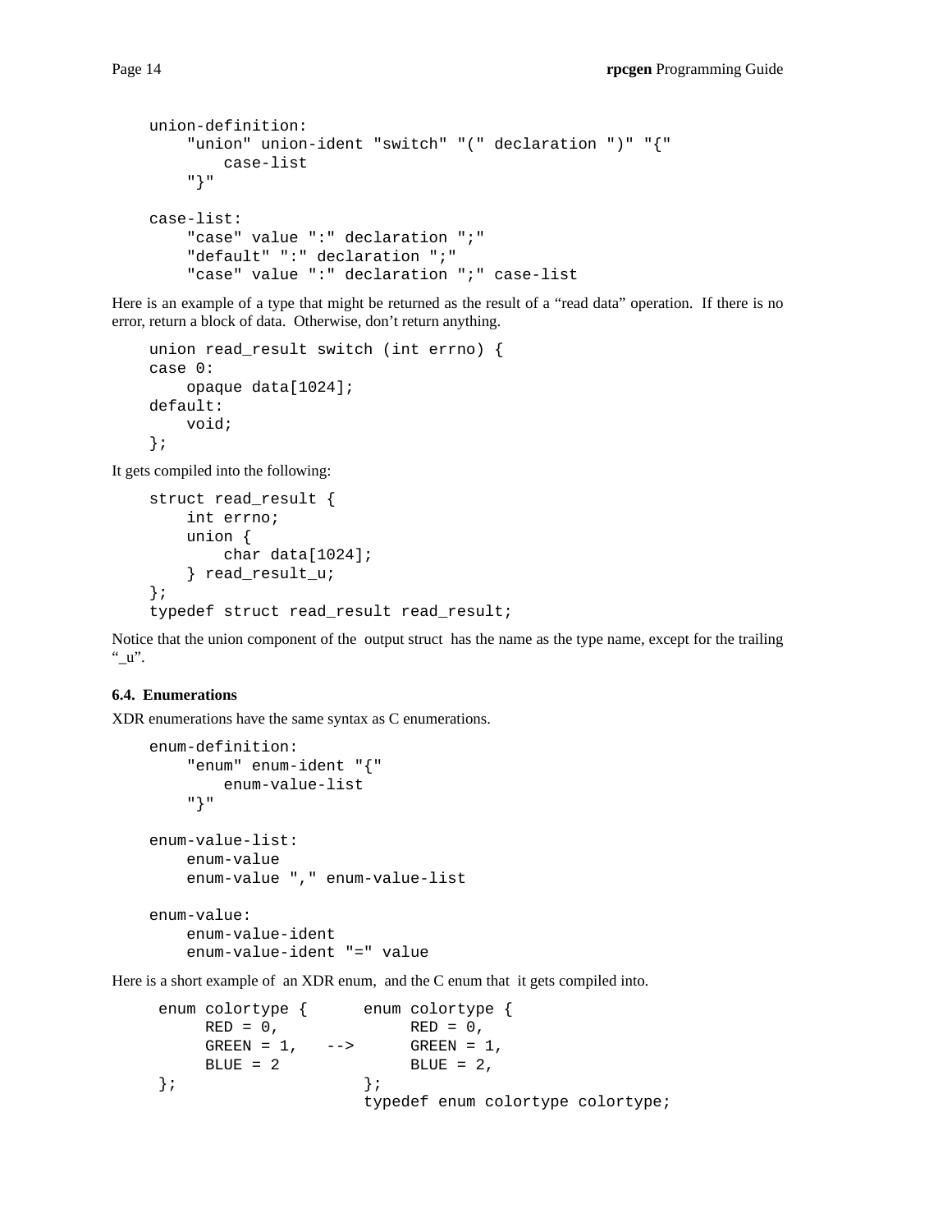```
union-definition:
    "union" union-ident "switch" "(" declaration ")" "{"
        case-list
    "}"

case-list:
    "case" value ":" declaration ";"
    "default" ":" declaration ";"
    "case" value ":" declaration ";" case-list
```

Here is an example of a type that might be returned as the result of a "read data" operation. If there is no error, return a block of data. Otherwise, don't return anything.

```
union read_result switch (int errno) {
case 0:
    opaque data[1024];
default:
    void;
};
```

It gets compiled into the following:

```
struct read_result {
    int errno;
    union {
        char data[1024];
    } read_result_u;
};
typedef struct read_result read_result;
```

Notice that the union component of the output struct has the name as the type name, except for the trailing "_u".

### 6.4. Enumerations

XDR enumerations have the same syntax as C enumerations.

```
enum-definition:
    "enum" enum-ident "{"
        enum-value-list
    "}"

enum-value-list:
    enum-value
    enum-value "," enum-value-list

enum-value:
    enum-value-ident
    enum-value-ident "=" value
```

Here is a short example of an XDR enum, and the C enum that it gets compiled into.

```
 enum colortype {      enum colortype {
      RED = 0,              RED = 0,
      GREEN = 1,   -->      GREEN = 1,
      BLUE = 2              BLUE = 2,
 };                    };
                       typedef enum colortype colortype;
```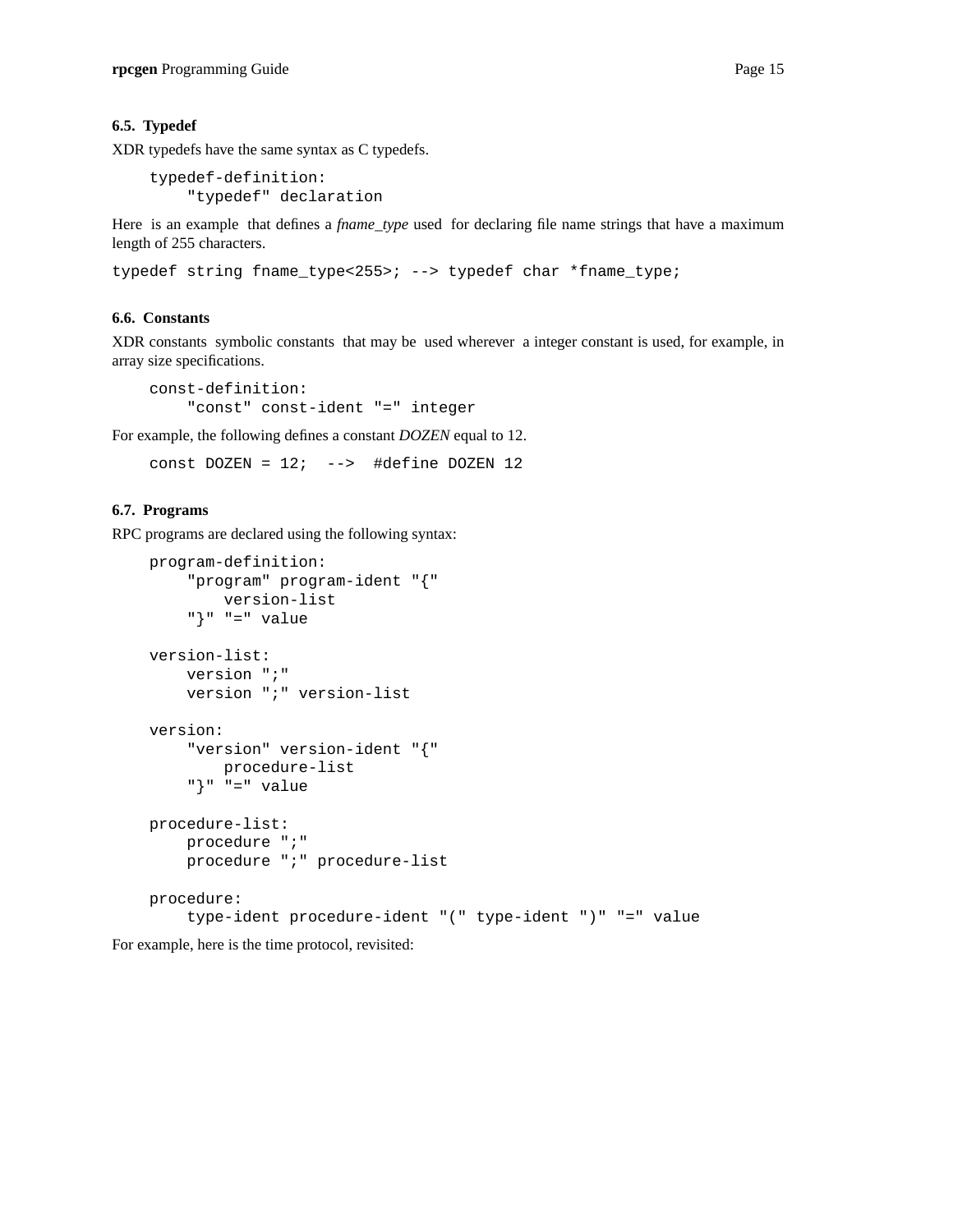### 6.5. Typedef

XDR typedefs have the same syntax as C typedefs.

```
typedef-definition:
    "typedef" declaration
```

Here is an example that defines a *fname_type* used for declaring file name strings that have a maximum length of 255 characters.

```
typedef string fname_type<255>; --> typedef char *fname_type;
```

### 6.6. Constants

XDR constants symbolic constants that may be used wherever a integer constant is used, for example, in array size specifications.

```
const-definition:
    "const" const-ident "=" integer
```

For example, the following defines a constant *DOZEN* equal to 12.

```
const DOZEN = 12;  -->  #define DOZEN 12
```

### 6.7. Programs

RPC programs are declared using the following syntax:

```
program-definition:
    "program" program-ident "{"
        version-list
    "}" "=" value

version-list:
    version ";"
    version ";" version-list

version:
    "version" version-ident "{"
        procedure-list
    "}" "=" value

procedure-list:
    procedure ";"
    procedure ";" procedure-list

procedure:
    type-ident procedure-ident "(" type-ident ")" "=" value
```

For example, here is the time protocol, revisited: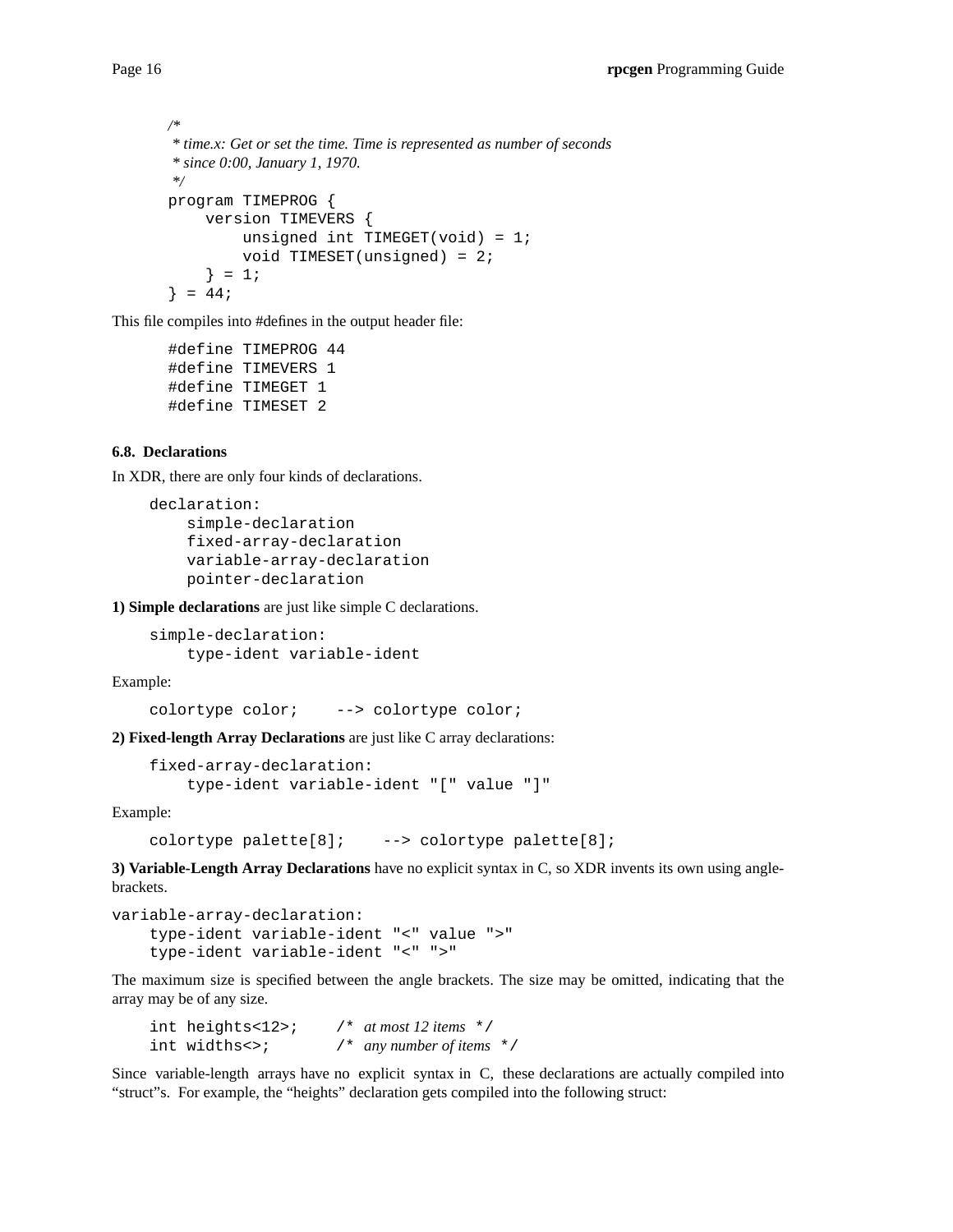```
/*
 * time.x: Get or set the time. Time is represented as number of seconds
 * since 0:00, January 1, 1970.
 */
program TIMEPROG {
    version TIMEVERS {
        unsigned int TIMEGET(void) = 1;
        void TIMESET(unsigned) = 2;
    } = 1;
} = 44;
```

This file compiles into #defines in the output header file:

```
#define TIMEPROG 44
#define TIMEVERS 1
#define TIMEGET 1
#define TIMESET 2
```

### 6.8. Declarations

In XDR, there are only four kinds of declarations.

```
declaration:
    simple-declaration
    fixed-array-declaration
    variable-array-declaration
    pointer-declaration
```

**1) Simple declarations** are just like simple C declarations.

```
simple-declaration:
    type-ident variable-ident
```

Example:

```
colortype color;    --> colortype color;
```

**2) Fixed-length Array Declarations** are just like C array declarations:

```
fixed-array-declaration:
    type-ident variable-ident "[" value "]"
```

Example:

```
colortype palette[8];    --> colortype palette[8];
```

**3) Variable-Length Array Declarations** have no explicit syntax in C, so XDR invents its own using angle-brackets.

```
variable-array-declaration:
    type-ident variable-ident "<" value ">"
    type-ident variable-ident "<" ">"
```

The maximum size is specified between the angle brackets. The size may be omitted, indicating that the array may be of any size.

```
int heights<12>;     /* at most 12 items */
int widths<>;        /* any number of items */
```

Since variable-length arrays have no explicit syntax in C, these declarations are actually compiled into "struct"s. For example, the "heights" declaration gets compiled into the following struct: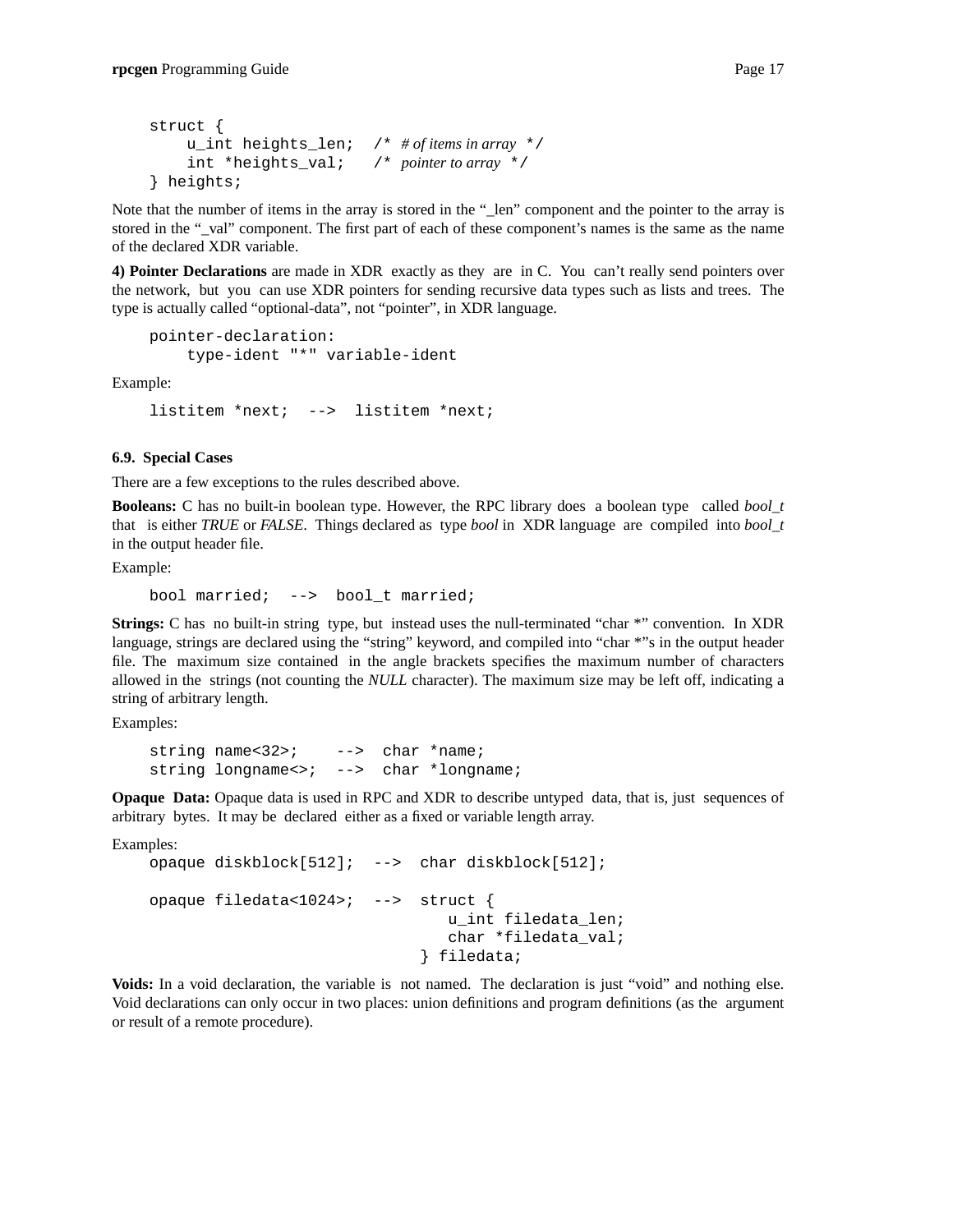```
struct {
    u_int heights_len;  /* # of items in array */
    int *heights_val;   /* pointer to array */
} heights;
```

Note that the number of items in the array is stored in the "_len" component and the pointer to the array is stored in the "_val" component. The first part of each of these component's names is the same as the name of the declared XDR variable.

**4) Pointer Declarations** are made in XDR exactly as they are in C. You can't really send pointers over the network, but you can use XDR pointers for sending recursive data types such as lists and trees. The type is actually called "optional-data", not "pointer", in XDR language.

```
pointer-declaration:
    type-ident "*" variable-ident
```

Example:

```
listitem *next;  -->  listitem *next;
```

### 6.9. Special Cases

There are a few exceptions to the rules described above.

**Booleans:** C has no built-in boolean type. However, the RPC library does a boolean type called *bool_t* that is either *TRUE* or *FALSE*. Things declared as type *bool* in XDR language are compiled into *bool_t* in the output header file.

Example:

```
bool married;  -->  bool_t married;
```

**Strings:** C has no built-in string type, but instead uses the null-terminated "char *" convention. In XDR language, strings are declared using the "string" keyword, and compiled into "char *"s in the output header file. The maximum size contained in the angle brackets specifies the maximum number of characters allowed in the strings (not counting the *NULL* character). The maximum size may be left off, indicating a string of arbitrary length.

Examples:

```
string name<32>;    -->  char *name;
string longname<>;  -->  char *longname;
```

**Opaque Data:** Opaque data is used in RPC and XDR to describe untyped data, that is, just sequences of arbitrary bytes. It may be declared either as a fixed or variable length array.

Examples:

```
opaque diskblock[512];  -->  char diskblock[512];

opaque filedata<1024>;  -->  struct {
                                u_int filedata_len;
                                char *filedata_val;
                             } filedata;
```

**Voids:** In a void declaration, the variable is not named. The declaration is just "void" and nothing else. Void declarations can only occur in two places: union definitions and program definitions (as the argument or result of a remote procedure).